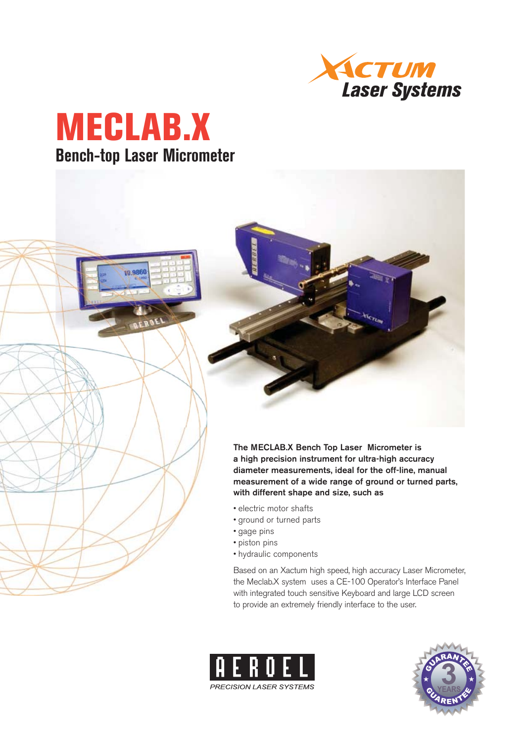Xactum Laser Systems

# MECLAB.X

## Bench-top Laser Micrometer

**The MECLAB.X Bench Top Laser Micrometer is a high precision instrument for ultra-high accuracy diameter measurements, ideal for the off-line, manual measurement of a wide range of ground or turned parts, with different shape and size, such as**

- electric motor shafts
- ground or turned parts
- gage pins
- piston pins
- hydraulic components

Based on an Xactum high speed, high accuracy Laser Micrometer, the Meclab.X system uses a CE-100 Operator's Interface Panel with integrated touch sensitive Keyboard and large LCD screen to provide an extremely friendly interface to the user.

AEROEL PRECISION LASER SYSTEMS

GUARANTEE 3 YEARS GUARENTEE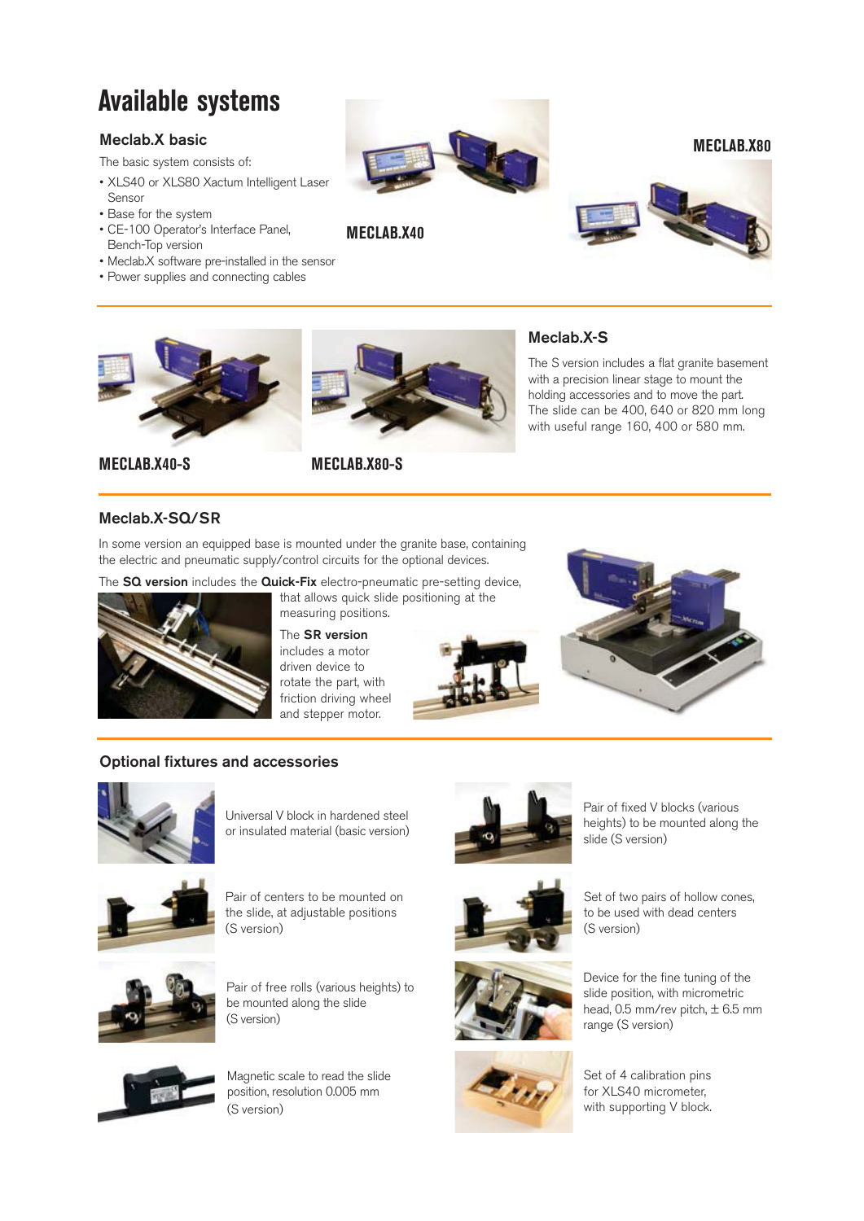# Available systems

## Meclab.X basic

The basic system consists of:

- XLS40 or XLS80 Xactum Intelligent Laser Sensor
- Base for the system
- CE-100 Operator's Interface Panel, Bench-Top version
- Meclab.X software pre-installed in the sensor
- Power supplies and connecting cables

**MECLAB.X40**

**MECLAB.X80**

**MECLAB.X40-S**

**MECLAB.X80-S**

## Meclab.X-S

The S version includes a flat granite basement with a precision linear stage to mount the holding accessories and to move the part. The slide can be 400, 640 or 820 mm long with useful range 160, 400 or 580 mm.

## Meclab.X-SQ/SR

In some version an equipped base is mounted under the granite base, containing the electric and pneumatic supply/control circuits for the optional devices.

The **SQ version** includes the **Quick-Fix** electro-pneumatic pre-setting device, that allows quick slide positioning at the measuring positions.

The **SR version** includes a motor driven device to rotate the part, with friction driving wheel and stepper motor.

## Optional fixtures and accessories

Universal V block in hardened steel or insulated material (basic version)

Pair of fixed V blocks (various heights) to be mounted along the slide (S version)

Pair of centers to be mounted on the slide, at adjustable positions (S version)

Set of two pairs of hollow cones, to be used with dead centers (S version)

Pair of free rolls (various heights) to be mounted along the slide (S version)

Device for the fine tuning of the slide position, with micrometric head, 0.5 mm/rev pitch, ± 6.5 mm range (S version)

Magnetic scale to read the slide position, resolution 0.005 mm (S version)

Set of 4 calibration pins for XLS40 micrometer, with supporting V block.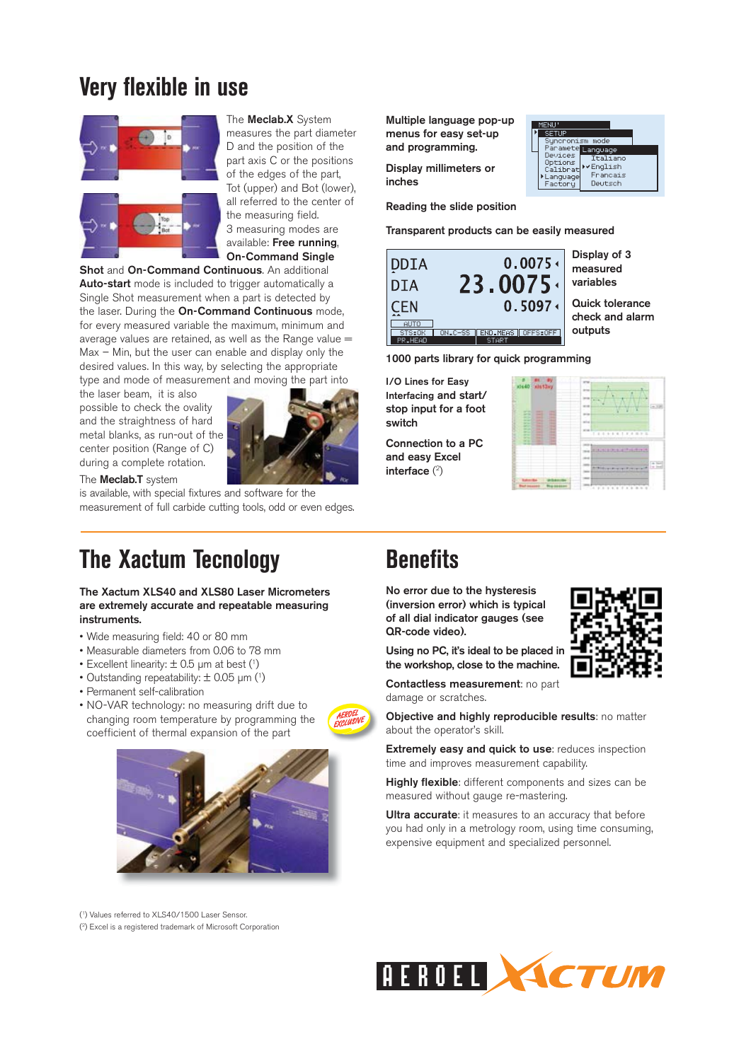# Very flexible in use

The **Meclab.X** System measures the part diameter D and the position of the part axis C or the positions of the edges of the part, Tot (upper) and Bot (lower), all referred to the center of the measuring field.
3 measuring modes are available: **Free running**, **On-Command Single Shot** and **On-Command Continuous**. An additional **Auto-start** mode is included to trigger automatically a Single Shot measurement when a part is detected by the laser. During the **On-Command Continuous** mode, for every measured variable the maximum, minimum and average values are retained, as well as the Range value = Max – Min, but the user can enable and display only the desired values. In this way, by selecting the appropriate type and mode of measurement and moving the part into the laser beam, it is also possible to check the ovality and the straightness of hard metal blanks, as run-out of the center position (Range of C) during a complete rotation.

The **Meclab.T** system is available, with special fixtures and software for the measurement of full carbide cutting tools, odd or even edges.

**Multiple language pop-up menus for easy set-up and programming.**

**Display millimeters or inches**

**Reading the slide position**

**Transparent products can be easily measured**

**Display of 3 measured variables**

**Quick tolerance check and alarm outputs**

**1000 parts library for quick programming**

**I/O Lines for Easy Interfacing and start/ stop input for a foot switch**

**Connection to a PC and easy Excel interface** [2]

# The Xactum Tecnology

**The Xactum XLS40 and XLS80 Laser Micrometers are extremely accurate and repeatable measuring instruments.**

- Wide measuring field: 40 or 80 mm
- Measurable diameters from 0.06 to 78 mm
- Excellent linearity: ± 0.5 µm at best [1]
- Outstanding repeatability: ± 0.05 µm [1]
- Permanent self-calibration
- NO-VAR technology: no measuring drift due to changing room temperature by programming the coefficient of thermal expansion of the part

AEROEL EXCLUSIVE

# Benefits

**No error due to the hysteresis (inversion error) which is typical of all dial indicator gauges (see QR-code video).**

**Using no PC, it's ideal to be placed in the workshop, close to the machine.**

**Contactless measurement**: no part damage or scratches.

**Objective and highly reproducible results**: no matter about the operator's skill.

**Extremely easy and quick to use**: reduces inspection time and improves measurement capability.

**Highly flexible**: different components and sizes can be measured without gauge re-mastering.

**Ultra accurate**: it measures to an accuracy that before you had only in a metrology room, using time consuming, expensive equipment and specialized personnel.

[1] Values referred to XLS40/1500 Laser Sensor.
[2] Excel is a registered trademark of Microsoft Corporation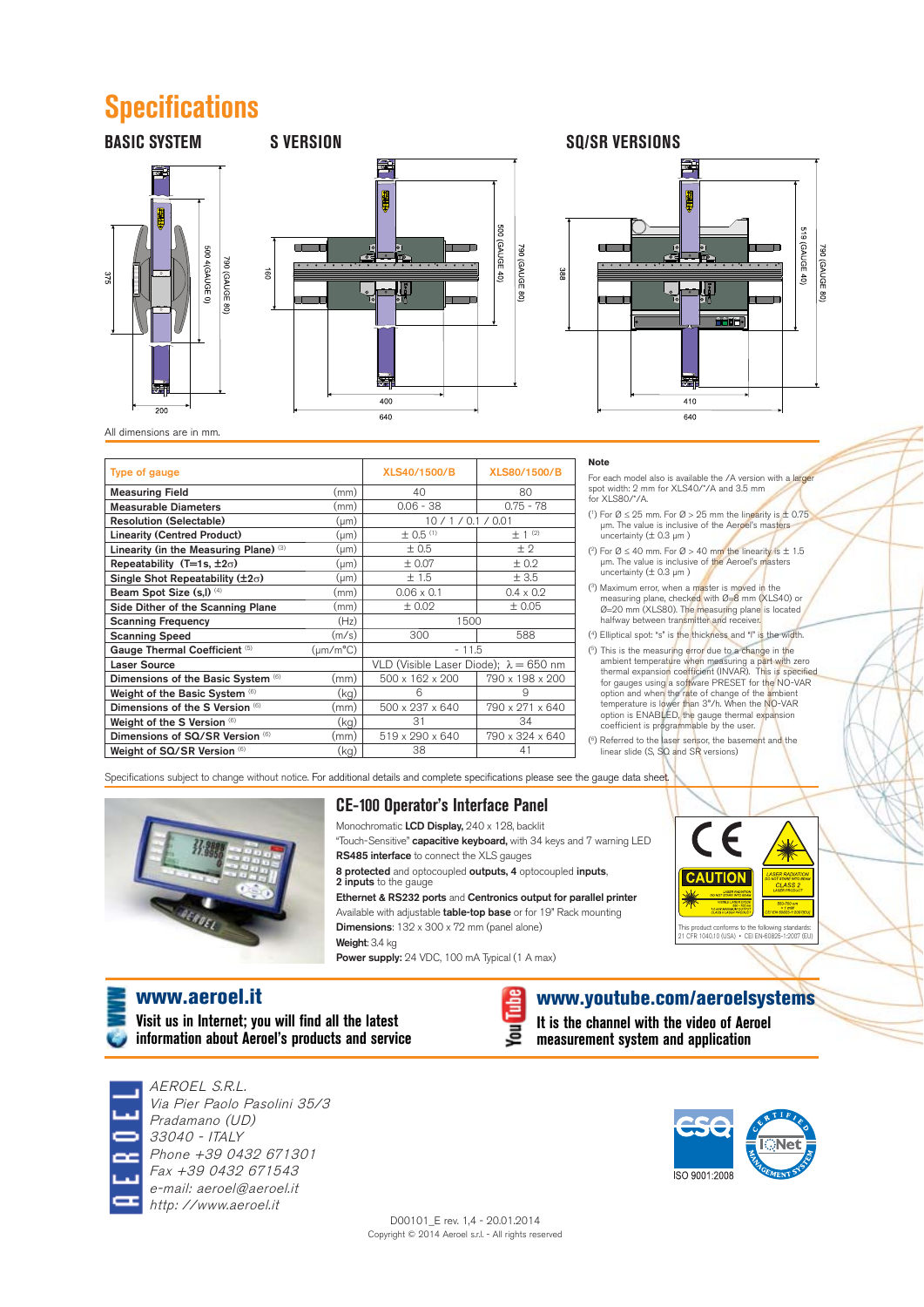# Specifications

## BASIC SYSTEM

## S VERSION

## SQ/SR VERSIONS

375
500 4(GAUGE 0)
790 (GAUGE 80)
200

160
500 (GAUGE 40)
790 (GAUGE 80)
400
640

388
519 (GAUGE 40)
790 (GAUGE 80)
410
640

All dimensions are in mm.

| Type of gauge | | XLS40/1500/B | XLS80/1500/B |
|---|---|---|---|
| Measuring Field | (mm) | 40 | 80 |
| Measurable Diameters | (mm) | 0.06 - 38 | 0.75 - 78 |
| Resolution (Selectable) | (μm) | 10 / 1 / 0.1 / 0.01 | |
| Linearity (Centred Product) | (μm) | ± 0.5 (1) | ± 1 (2) |
| Linearity (in the Measuring Plane) (3) | (μm) | ± 0.5 | ± 2 |
| Repeatability (T=1s, ±2σ) | (μm) | ± 0.07 | ± 0.2 |
| Single Shot Repeatability (±2σ) | (μm) | ± 1.5 | ± 3.5 |
| Beam Spot Size (s,l) (4) | (mm) | 0.06 x 0.1 | 0.4 x 0.2 |
| Side Dither of the Scanning Plane | (mm) | ± 0.02 | ± 0.05 |
| Scanning Frequency | (Hz) | 1500 | |
| Scanning Speed | (m/s) | 300 | 588 |
| Gauge Thermal Coefficient (5) | (μm/m°C) | - 11.5 | |
| Laser Source | | VLD (Visible Laser Diode); λ = 650 nm | |
| Dimensions of the Basic System (6) | (mm) | 500 x 162 x 200 | 790 x 198 x 200 |
| Weight of the Basic System (6) | (kg) | 6 | 9 |
| Dimensions of the S Version (6) | (mm) | 500 x 237 x 640 | 790 x 271 x 640 |
| Weight of the S Version (6) | (kg) | 31 | 34 |
| Dimensions of SQ/SR Version (6) | (mm) | 519 x 290 x 640 | 790 x 324 x 640 |
| Weight of SQ/SR Version (6) | (kg) | 38 | 41 |

**Note**

For each model also is available the /A version with a larger spot width: 2 mm for XLS40/*/A and 3.5 mm for XLS80/*/A.

(1) For Ø ≤ 25 mm. For Ø > 25 mm the linearity is ± 0.75 μm. The value is inclusive of the Aeroel's masters uncertainty (± 0.3 μm )

(2) For Ø ≤ 40 mm. For Ø > 40 mm the linearity is ± 1.5 μm. The value is inclusive of the Aeroel's masters uncertainty (± 0.3 μm )

(3) Maximum error, when a master is moved in the measuring plane, checked with Ø=8 mm (XLS40) or Ø=20 mm (XLS80). The measuring plane is located halfway between transmitter and receiver.

(4) Elliptical spot: "s" is the thickness and "l" is the width.

(5) This is the measuring error due to a change in the ambient temperature when measuring a part with zero thermal expansion coefficient (INVAR). This is specified for gauges using a software PRESET for the NO-VAR option and when the rate of change of the ambient temperature is lower than 3°/h. When the NO-VAR option is ENABLED, the gauge thermal expansion coefficient is programmable by the user.

(6) Referred to the laser sensor, the basement and the linear slide (S, SQ and SR versions)

Specifications subject to change without notice. For additional details and complete specifications please see the gauge data sheet.

## CE-100 Operator's Interface Panel

Monochromatic **LCD Display,** 240 x 128, backlit
"Touch-Sensitive" **capacitive keyboard,** with 34 keys and 7 warning LED
**RS485 interface** to connect the XLS gauges
**8 protected** and optocoupled **outputs, 4** optocoupled **inputs, 2 inputs** to the gauge
**Ethernet & RS232 ports** and **Centronics output for parallel printer**
Available with adjustable **table-top base** or for 19" Rack mounting
**Dimensions**: 132 x 300 x 72 mm (panel alone)
**Weight**: 3.4 kg
**Power supply:** 24 VDC, 100 mA Typical (1 A max)

CAUTION
LASER RADIATION DO NOT STARE INTO BEAM CLASS 2 LASER PRODUCT

This product conforms to the following standards: 21 CFR 1040.10 (USA) • CEI EN-60825-1:2007 (EU)

## www.aeroel.it

**Visit us in Internet; you will find all the latest information about Aeroel's products and service**

## www.youtube.com/aeroelsystems

**It is the channel with the video of Aeroel measurement system and application**

*AEROEL S.R.L.*
*Via Pier Paolo Pasolini 35/3*
*Pradamano (UD)*
*33040 - ITALY*
*Phone +39 0432 671301*
*Fax +39 0432 671543*
*e-mail: aeroel@aeroel.it*
*http: //www.aeroel.it*

ISO 9001:2008

D00101_E rev. 1,4 - 20.01.2014
Copyright © 2014 Aeroel s.r.l. - All rights reserved